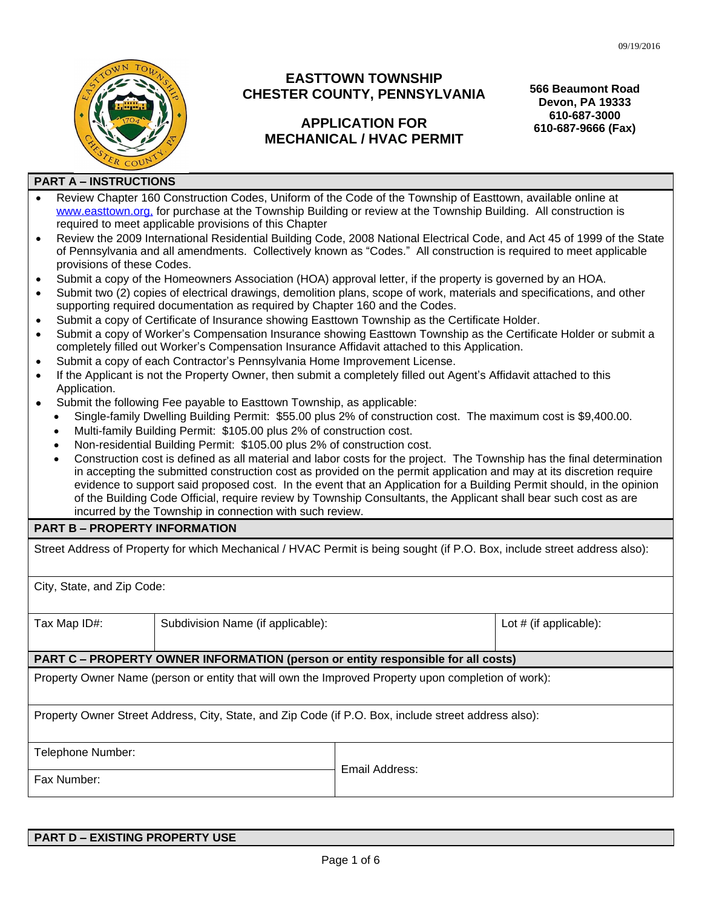09/19/2016

# EASTTOWN TOWNSHIP
# CHESTER COUNTY, PENNSYLVANIA

## APPLICATION FOR MECHANICAL / HVAC PERMIT

**566 Beaumont Road**
**Devon, PA 19333**
**610-687-3000**
**610-687-9666 (Fax)**

### PART A – INSTRUCTIONS

- Review Chapter 160 Construction Codes, Uniform of the Code of the Township of Easttown, available online at www.easttown.org, for purchase at the Township Building or review at the Township Building. All construction is required to meet applicable provisions of this Chapter
- Review the 2009 International Residential Building Code, 2008 National Electrical Code, and Act 45 of 1999 of the State of Pennsylvania and all amendments. Collectively known as "Codes." All construction is required to meet applicable provisions of these Codes.
- Submit a copy of the Homeowners Association (HOA) approval letter, if the property is governed by an HOA.
- Submit two (2) copies of electrical drawings, demolition plans, scope of work, materials and specifications, and other supporting required documentation as required by Chapter 160 and the Codes.
- Submit a copy of Certificate of Insurance showing Easttown Township as the Certificate Holder.
- Submit a copy of Worker's Compensation Insurance showing Easttown Township as the Certificate Holder or submit a completely filled out Worker's Compensation Insurance Affidavit attached to this Application.
- Submit a copy of each Contractor's Pennsylvania Home Improvement License.
- If the Applicant is not the Property Owner, then submit a completely filled out Agent's Affidavit attached to this Application.
- Submit the following Fee payable to Easttown Township, as applicable:
  - Single-family Dwelling Building Permit: $55.00 plus 2% of construction cost. The maximum cost is $9,400.00.
  - Multi-family Building Permit: $105.00 plus 2% of construction cost.
  - Non-residential Building Permit: $105.00 plus 2% of construction cost.
  - Construction cost is defined as all material and labor costs for the project. The Township has the final determination in accepting the submitted construction cost as provided on the permit application and may at its discretion require evidence to support said proposed cost. In the event that an Application for a Building Permit should, in the opinion of the Building Code Official, require review by Township Consultants, the Applicant shall bear such cost as are incurred by the Township in connection with such review.

### PART B – PROPERTY INFORMATION

| Street Address of Property for which Mechanical / HVAC Permit is being sought (if P.O. Box, include street address also): | | |
|---|---|---|
| City, State, and Zip Code: | | |
| Tax Map ID#: | Subdivision Name (if applicable): | Lot # (if applicable): |

### PART C – PROPERTY OWNER INFORMATION (person or entity responsible for all costs)

| Property Owner Name (person or entity that will own the Improved Property upon completion of work): | |
|---|---|
| Property Owner Street Address, City, State, and Zip Code (if P.O. Box, include street address also): | |
| Telephone Number: | Email Address: |
| Fax Number: | |

### PART D – EXISTING PROPERTY USE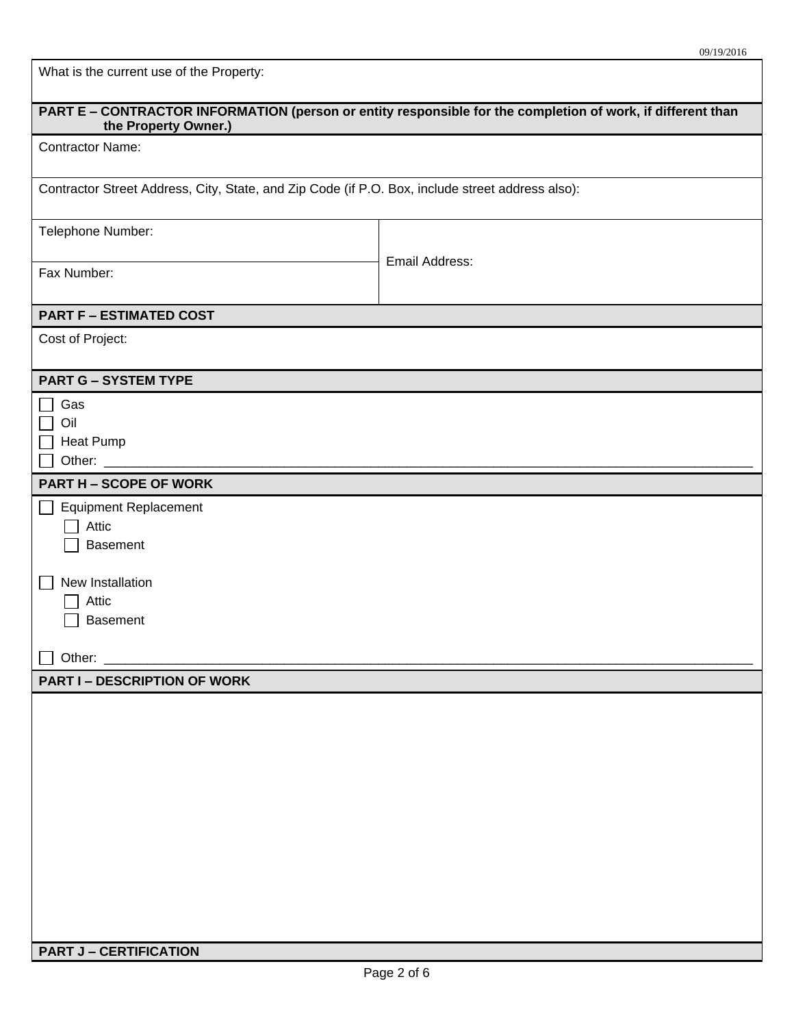09/19/2016

What is the current use of the Property:

## PART E – CONTRACTOR INFORMATION (person or entity responsible for the completion of work, if different than the Property Owner.)

Contractor Name:

Contractor Street Address, City, State, and Zip Code (if P.O. Box, include street address also):

| Telephone Number: | Email Address: |
|---|---|
| Fax Number: | |

## PART F – ESTIMATED COST

Cost of Project:

## PART G – SYSTEM TYPE

- ☐ Gas
- ☐ Oil
- ☐ Heat Pump
- ☐ Other: ____________________________________________

## PART H – SCOPE OF WORK

- ☐ Equipment Replacement
  - ☐ Attic
  - ☐ Basement
- ☐ New Installation
  - ☐ Attic
  - ☐ Basement
- ☐ Other: ____________________________________________

## PART I – DESCRIPTION OF WORK

## PART J – CERTIFICATION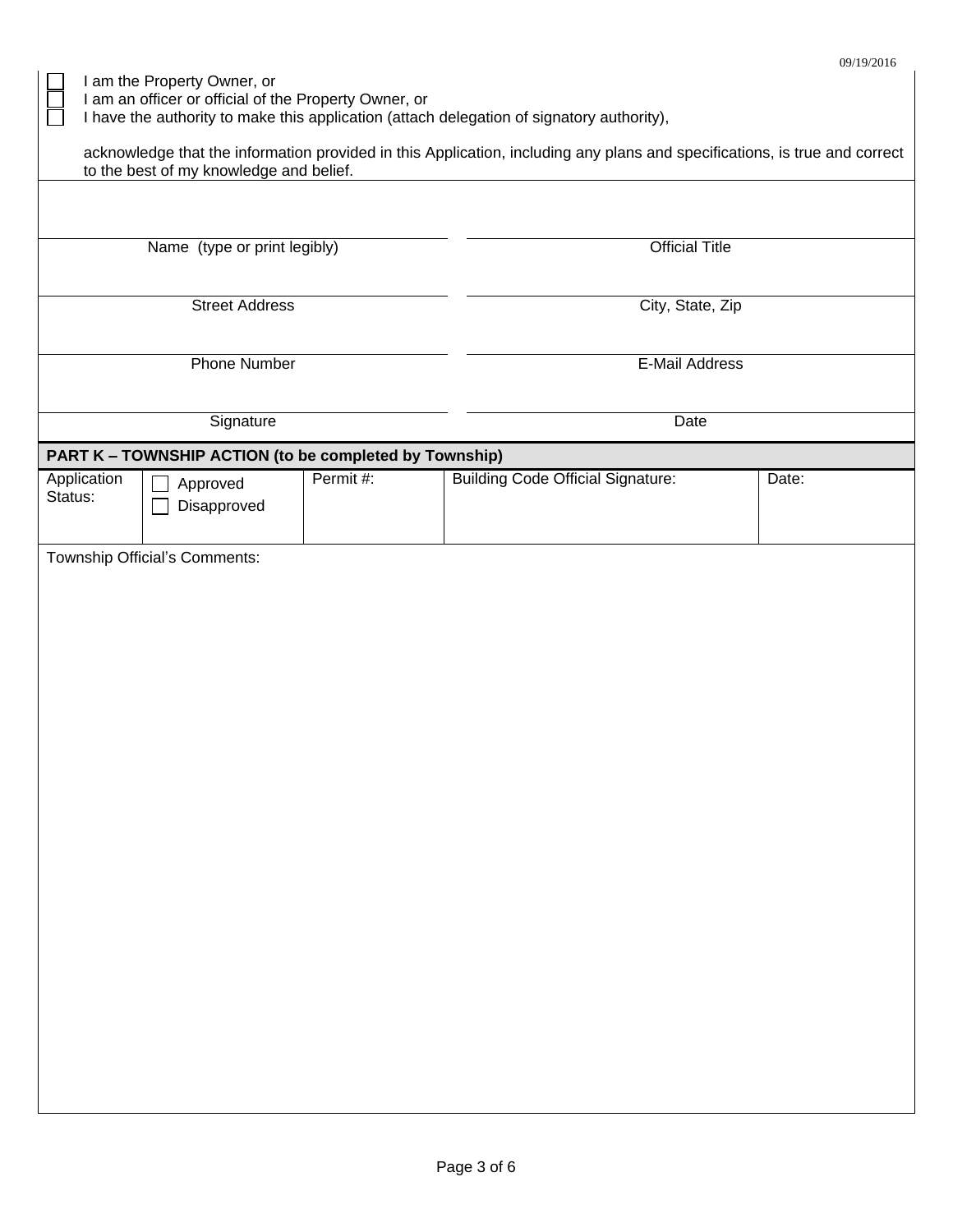09/19/2016

- ☐ I am the Property Owner, or
- ☐ I am an officer or official of the Property Owner, or
- ☐ I have the authority to make this application (attach delegation of signatory authority),

acknowledge that the information provided in this Application, including any plans and specifications, is true and correct to the best of my knowledge and belief.

| | |
|---|---|
| Name (type or print legibly) | Official Title |
| Street Address | City, State, Zip |
| Phone Number | E-Mail Address |
| Signature | Date |

## PART K – TOWNSHIP ACTION (to be completed by Township)

| Application Status: | ☐ Approved ☐ Disapproved | Permit #: | Building Code Official Signature: | Date: |
|---|---|---|---|---|

Township Official's Comments: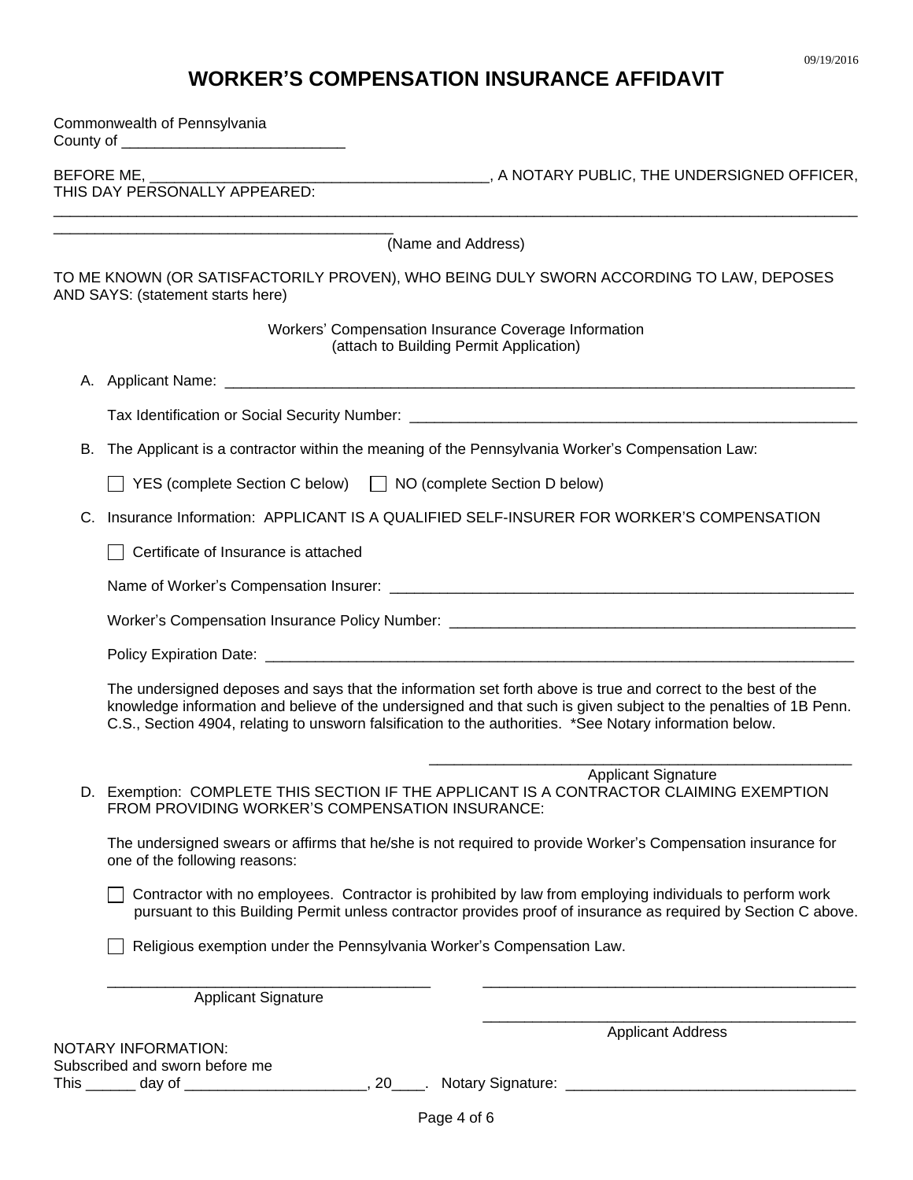09/19/2016

# WORKER'S COMPENSATION INSURANCE AFFIDAVIT

Commonwealth of Pennsylvania
County of ___________________________

BEFORE ME, ________________________________________, A NOTARY PUBLIC, THE UNDERSIGNED OFFICER, THIS DAY PERSONALLY APPEARED:

_____________________________________________________________________________________________

___________________________________________
(Name and Address)

TO ME KNOWN (OR SATISFACTORILY PROVEN), WHO BEING DULY SWORN ACCORDING TO LAW, DEPOSES AND SAYS: (statement starts here)

Workers' Compensation Insurance Coverage Information
(attach to Building Permit Application)

A. Applicant Name: ________________________________________________________________________________

Tax Identification or Social Security Number: ______________________________________________________

B. The Applicant is a contractor within the meaning of the Pennsylvania Worker's Compensation Law:

☐ YES (complete Section C below) ☐ NO (complete Section D below)

C. Insurance Information: APPLICANT IS A QUALIFIED SELF-INSURER FOR WORKER'S COMPENSATION

☐ Certificate of Insurance is attached

Name of Worker's Compensation Insurer: _________________________________________________________

Worker's Compensation Insurance Policy Number: __________________________________________________

Policy Expiration Date: _________________________________________________________________________

The undersigned deposes and says that the information set forth above is true and correct to the best of the knowledge information and believe of the undersigned and that such is given subject to the penalties of 1B Penn. C.S., Section 4904, relating to unsworn falsification to the authorities. *See Notary information below.

_____________________________________________________
Applicant Signature

D. Exemption: COMPLETE THIS SECTION IF THE APPLICANT IS A CONTRACTOR CLAIMING EXEMPTION FROM PROVIDING WORKER'S COMPENSATION INSURANCE:

The undersigned swears or affirms that he/she is not required to provide Worker's Compensation insurance for one of the following reasons:

☐ Contractor with no employees. Contractor is prohibited by law from employing individuals to perform work pursuant to this Building Permit unless contractor provides proof of insurance as required by Section C above.

☐ Religious exemption under the Pennsylvania Worker's Compensation Law.

________________________________________ Applicant Signature

_______________________________________________

_______________________________________________
Applicant Address

NOTARY INFORMATION:
Subscribed and sworn before me
This ______ day of _____________________, 20____. Notary Signature: __________________________________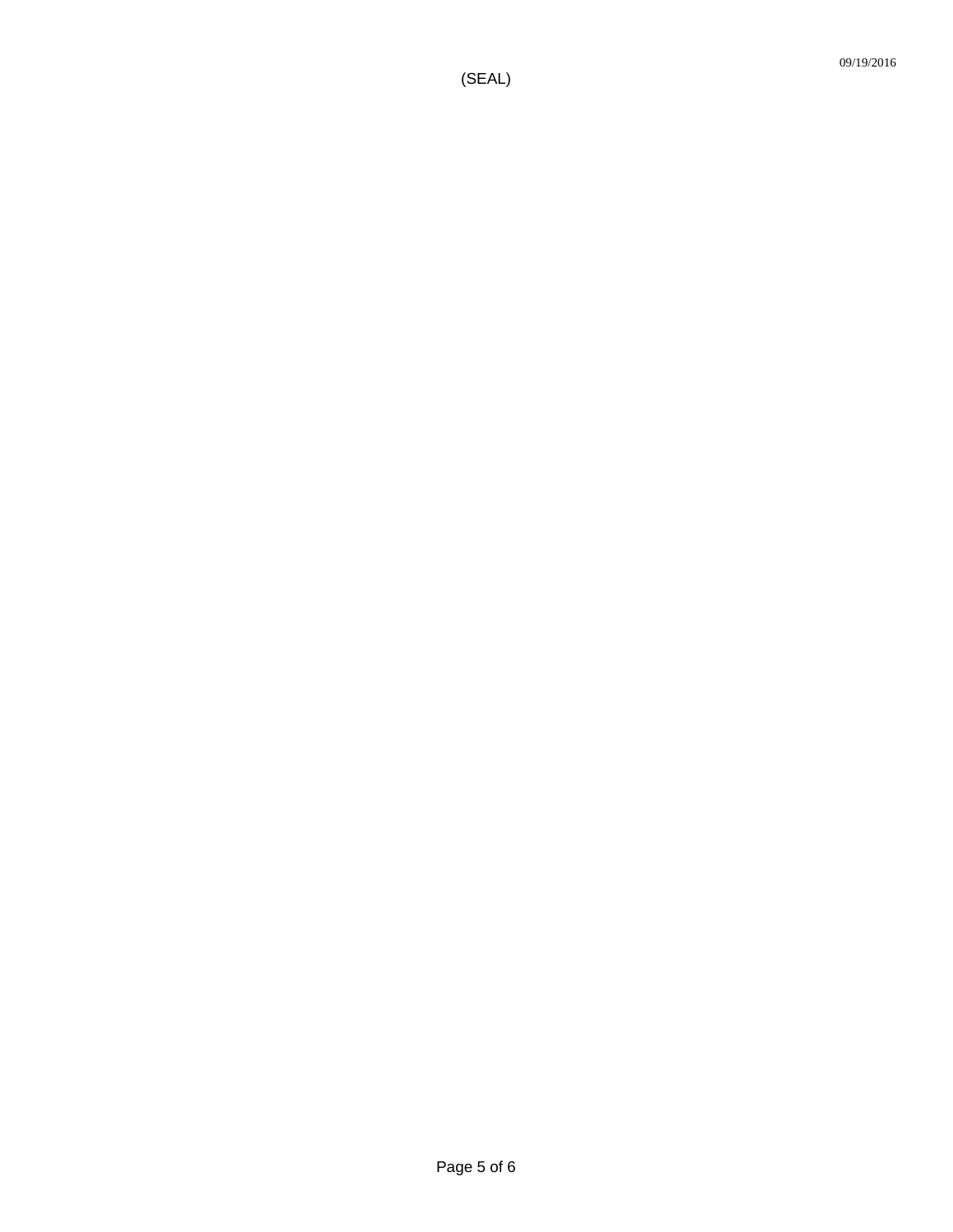09/19/2016

(SEAL)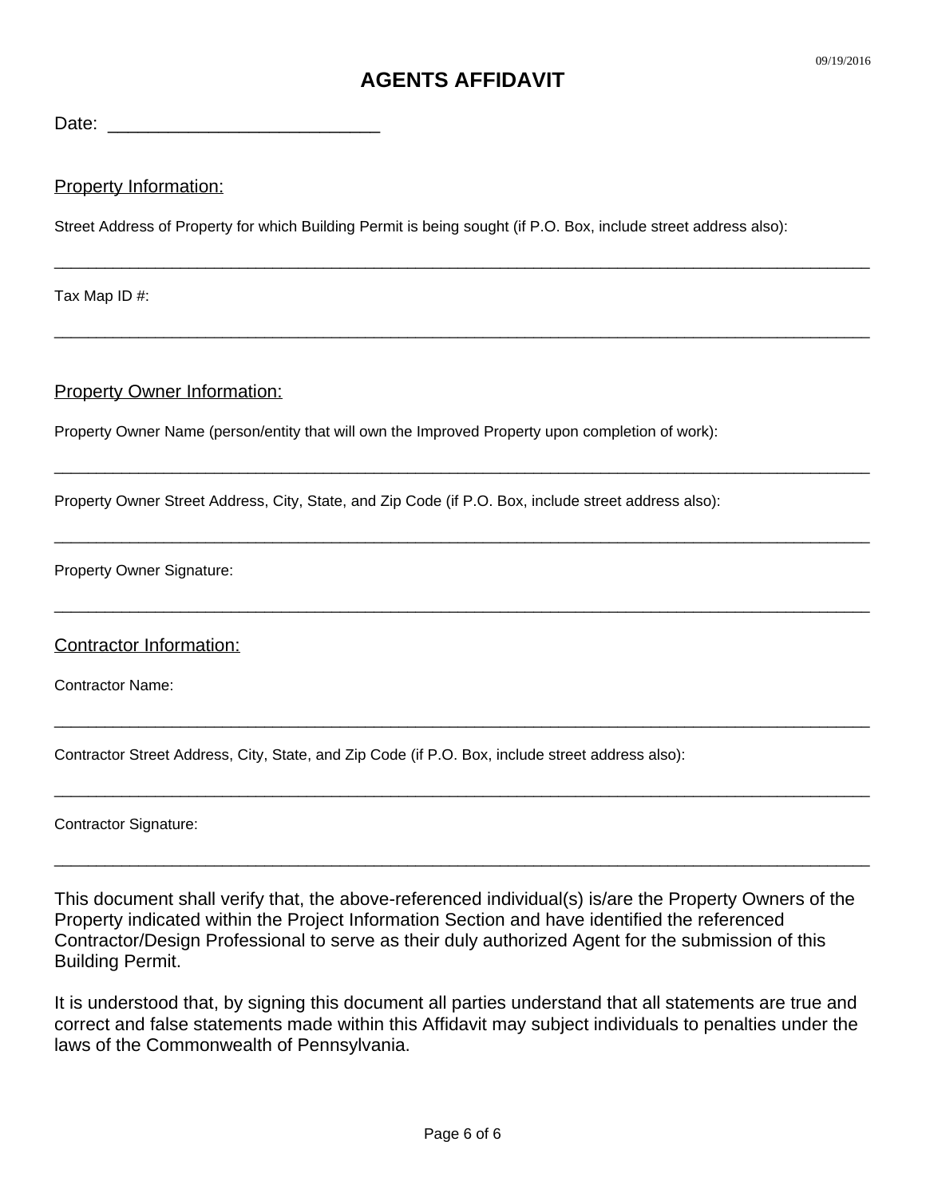# AGENTS AFFIDAVIT

Date: ___________________________

Property Information:

Street Address of Property for which Building Permit is being sought (if P.O. Box, include street address also):

_______________________________________________________________________________________

Tax Map ID #:

_______________________________________________________________________________________

Property Owner Information:

Property Owner Name (person/entity that will own the Improved Property upon completion of work):

_______________________________________________________________________________________

Property Owner Street Address, City, State, and Zip Code (if P.O. Box, include street address also):

_______________________________________________________________________________________

Property Owner Signature:

_______________________________________________________________________________________

Contractor Information:

Contractor Name:

_______________________________________________________________________________________

Contractor Street Address, City, State, and Zip Code (if P.O. Box, include street address also):

_______________________________________________________________________________________

Contractor Signature:

_______________________________________________________________________________________

This document shall verify that, the above-referenced individual(s) is/are the Property Owners of the Property indicated within the Project Information Section and have identified the referenced Contractor/Design Professional to serve as their duly authorized Agent for the submission of this Building Permit.

It is understood that, by signing this document all parties understand that all statements are true and correct and false statements made within this Affidavit may subject individuals to penalties under the laws of the Commonwealth of Pennsylvania.